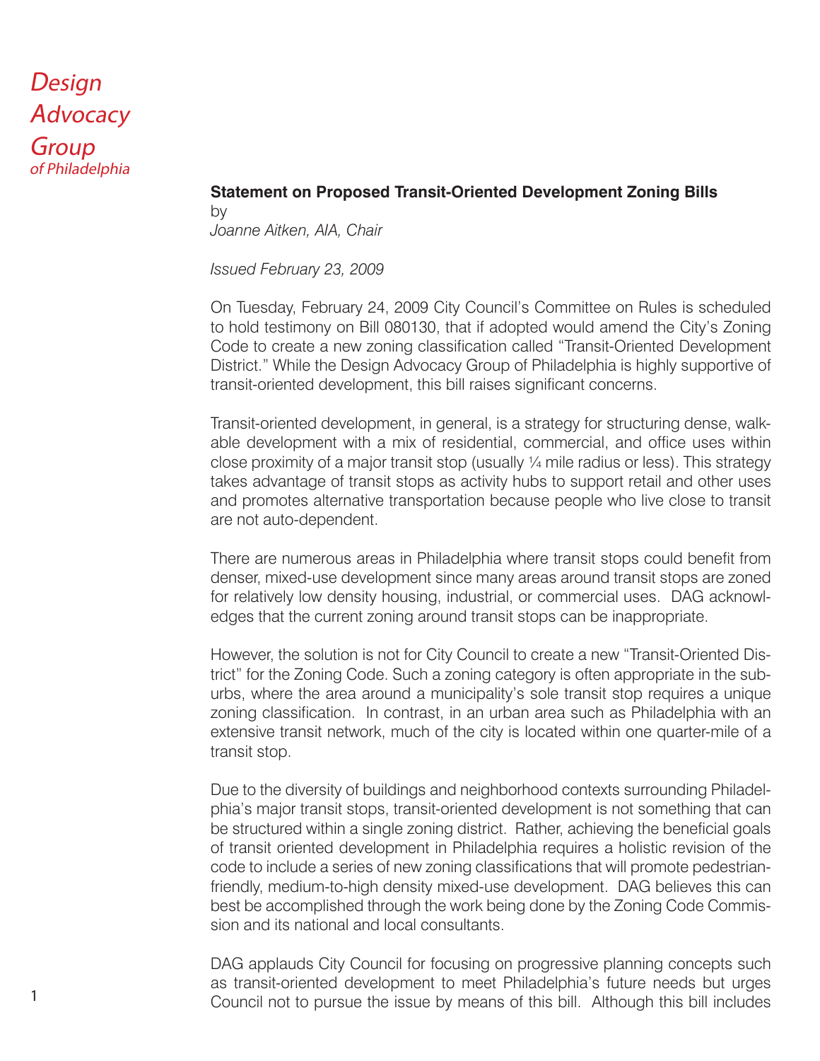Design Advocacy Group *of Philadelphia*

**Statement on Proposed Transit-Oriented Development Zoning Bills**
by
*Joanne Aitken, AIA, Chair*

*Issued February 23, 2009*

On Tuesday, February 24, 2009 City Council's Committee on Rules is scheduled to hold testimony on Bill 080130, that if adopted would amend the City's Zoning Code to create a new zoning classification called "Transit-Oriented Development District." While the Design Advocacy Group of Philadelphia is highly supportive of transit-oriented development, this bill raises significant concerns.

Transit-oriented development, in general, is a strategy for structuring dense, walkable development with a mix of residential, commercial, and office uses within close proximity of a major transit stop (usually ¼ mile radius or less). This strategy takes advantage of transit stops as activity hubs to support retail and other uses and promotes alternative transportation because people who live close to transit are not auto-dependent.

There are numerous areas in Philadelphia where transit stops could benefit from denser, mixed-use development since many areas around transit stops are zoned for relatively low density housing, industrial, or commercial uses. DAG acknowledges that the current zoning around transit stops can be inappropriate.

However, the solution is not for City Council to create a new "Transit-Oriented District" for the Zoning Code. Such a zoning category is often appropriate in the suburbs, where the area around a municipality's sole transit stop requires a unique zoning classification. In contrast, in an urban area such as Philadelphia with an extensive transit network, much of the city is located within one quarter-mile of a transit stop.

Due to the diversity of buildings and neighborhood contexts surrounding Philadelphia's major transit stops, transit-oriented development is not something that can be structured within a single zoning district. Rather, achieving the beneficial goals of transit oriented development in Philadelphia requires a holistic revision of the code to include a series of new zoning classifications that will promote pedestrian-friendly, medium-to-high density mixed-use development. DAG believes this can best be accomplished through the work being done by the Zoning Code Commission and its national and local consultants.

DAG applauds City Council for focusing on progressive planning concepts such as transit-oriented development to meet Philadelphia's future needs but urges Council not to pursue the issue by means of this bill. Although this bill includes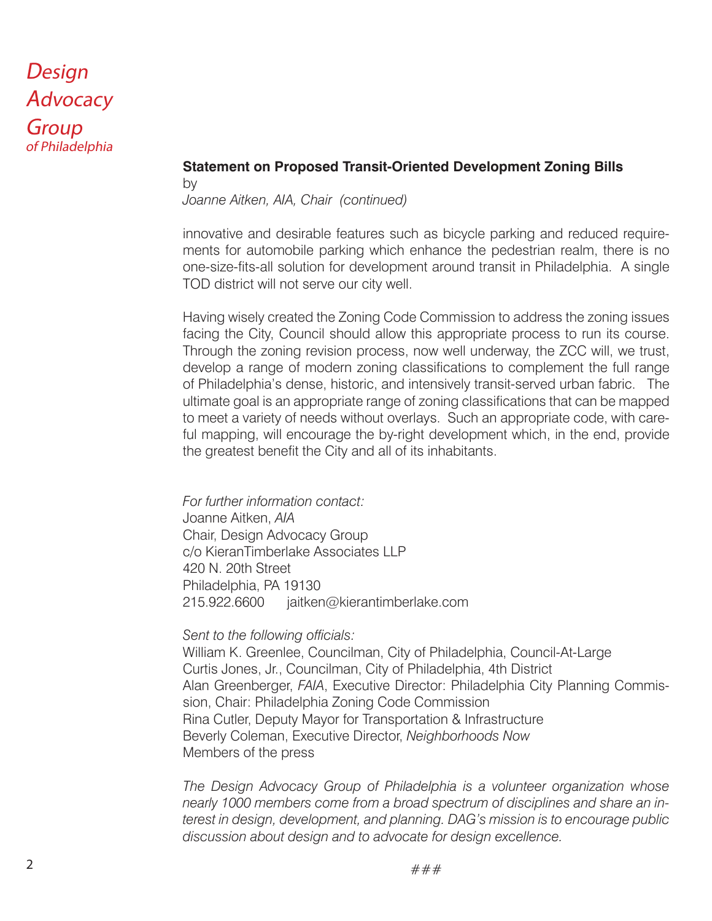Design
Advocacy
Group
*of Philadelphia*

**Statement on Proposed Transit-Oriented Development Zoning Bills**
by
*Joanne Aitken, AIA, Chair (continued)*

innovative and desirable features such as bicycle parking and reduced requirements for automobile parking which enhance the pedestrian realm, there is no one-size-fits-all solution for development around transit in Philadelphia. A single TOD district will not serve our city well.

Having wisely created the Zoning Code Commission to address the zoning issues facing the City, Council should allow this appropriate process to run its course. Through the zoning revision process, now well underway, the ZCC will, we trust, develop a range of modern zoning classifications to complement the full range of Philadelphia's dense, historic, and intensively transit-served urban fabric. The ultimate goal is an appropriate range of zoning classifications that can be mapped to meet a variety of needs without overlays. Such an appropriate code, with careful mapping, will encourage the by-right development which, in the end, provide the greatest benefit the City and all of its inhabitants.

*For further information contact:*
Joanne Aitken, *AIA*
Chair, Design Advocacy Group
c/o KieranTimberlake Associates LLP
420 N. 20th Street
Philadelphia, PA 19130
215.922.6600 jaitken@kierantimberlake.com

*Sent to the following officials:*
William K. Greenlee, Councilman, City of Philadelphia, Council-At-Large
Curtis Jones, Jr., Councilman, City of Philadelphia, 4th District
Alan Greenberger, *FAIA*, Executive Director: Philadelphia City Planning Commission, Chair: Philadelphia Zoning Code Commission
Rina Cutler, Deputy Mayor for Transportation & Infrastructure
Beverly Coleman, Executive Director, *Neighborhoods Now*
Members of the press

*The Design Advocacy Group of Philadelphia is a volunteer organization whose nearly 1000 members come from a broad spectrum of disciplines and share an interest in design, development, and planning. DAG's mission is to encourage public discussion about design and to advocate for design excellence.*

###